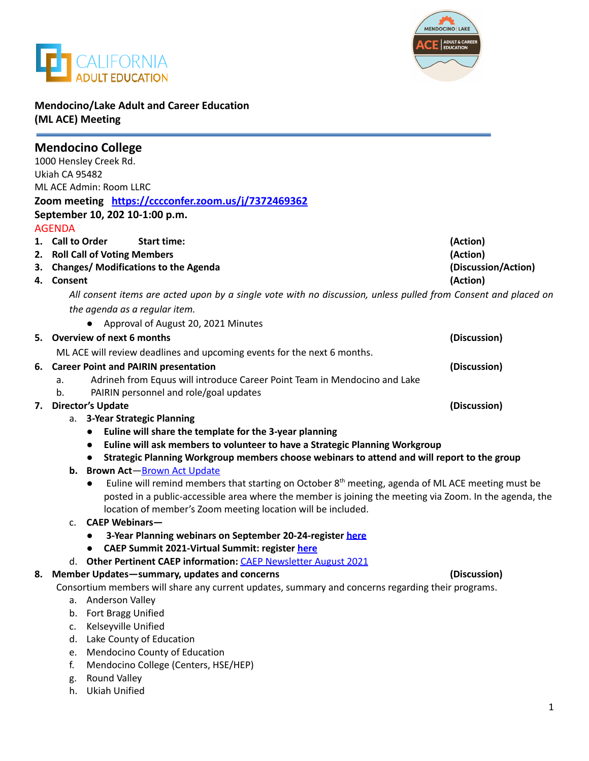**Mendocino/Lake Adult and Career Education (ML ACE) Meeting**

## Mendocino College

1000 Hensley Creek Rd.
Ukiah CA 95482
ML ACE Admin: Room LLRC
**Zoom meeting** [https://cccconfer.zoom.us/j/7372469362](https://cccconfer.zoom.us/j/7372469362)
**September 10, 202 10-1:00 p.m.**

AGENDA

1. **Call to Order Start time:** **(Action)**
2. **Roll Call of Voting Members** **(Action)**
3. **Changes/ Modifications to the Agenda** **(Discussion/Action)**
4. **Consent** **(Action)**

   *All consent items are acted upon by a single vote with no discussion, unless pulled from Consent and placed on the agenda as a regular item.*

   - Approval of August 20, 2021 Minutes

5. **Overview of next 6 months** **(Discussion)**

   ML ACE will review deadlines and upcoming events for the next 6 months.

6. **Career Point and PAIRIN presentation** **(Discussion)**
   a. Adrineh from Equus will introduce Career Point Team in Mendocino and Lake
   b. PAIRIN personnel and role/goal updates
7. **Director's Update** **(Discussion)**
   a. **3-Year Strategic Planning**
      - **Euline will share the template for the 3-year planning**
      - **Euline will ask members to volunteer to have a Strategic Planning Workgroup**
      - **Strategic Planning Workgroup members choose webinars to attend and will report to the group**

   b. **Brown Act**—Brown Act Update
      - Euline will remind members that starting on October 8th meeting, agenda of ML ACE meeting must be posted in a public-accessible area where the member is joining the meeting via Zoom. In the agenda, the location of member's Zoom meeting location will be included.

   c. **CAEP Webinars—**
      - **3-Year Planning webinars on September 20-24-register here**
      - **CAEP Summit 2021-Virtual Summit: register here**

   d. **Other Pertinent CAEP information:** CAEP Newsletter August 2021
8. **Member Updates—summary, updates and concerns** **(Discussion)**

   Consortium members will share any current updates, summary and concerns regarding their programs.

   a. Anderson Valley
   b. Fort Bragg Unified
   c. Kelseyville Unified
   d. Lake County of Education
   e. Mendocino County of Education
   f. Mendocino College (Centers, HSE/HEP)
   g. Round Valley
   h. Ukiah Unified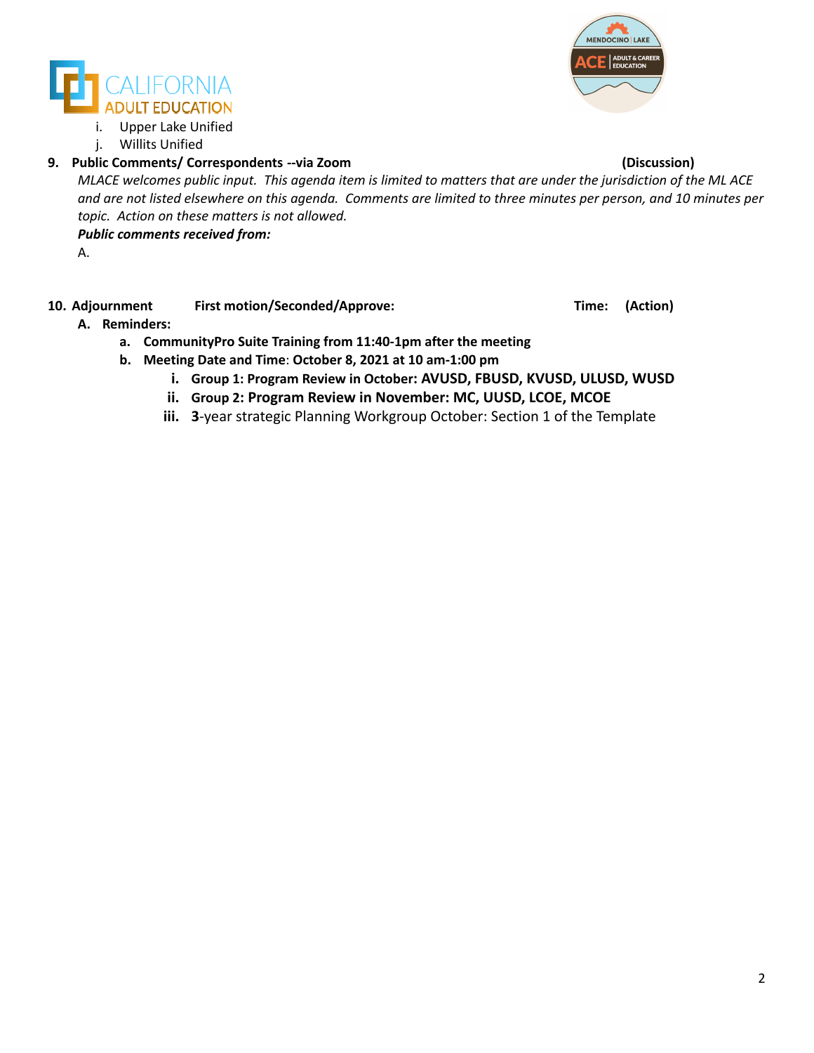i. Upper Lake Unified
j. Willits Unified

**9. Public Comments/ Correspondents --via Zoom (Discussion)**

*MLACE welcomes public input. This agenda item is limited to matters that are under the jurisdiction of the ML ACE and are not listed elsewhere on this agenda. Comments are limited to three minutes per person, and 10 minutes per topic. Action on these matters is not allowed.*

***Public comments received from:***

A.

**10. Adjournment First motion/Seconded/Approve: Time: (Action)**

**A. Reminders:**

**a. CommunityPro Suite Training from 11:40-1pm after the meeting**

**b. Meeting Date and Time: October 8, 2021 at 10 am-1:00 pm**

**i. Group 1: Program Review in October: AVUSD, FBUSD, KVUSD, ULUSD, WUSD**

**ii. Group 2: Program Review in November: MC, UUSD, LCOE, MCOE**

**iii. 3**-year strategic Planning Workgroup October: Section 1 of the Template